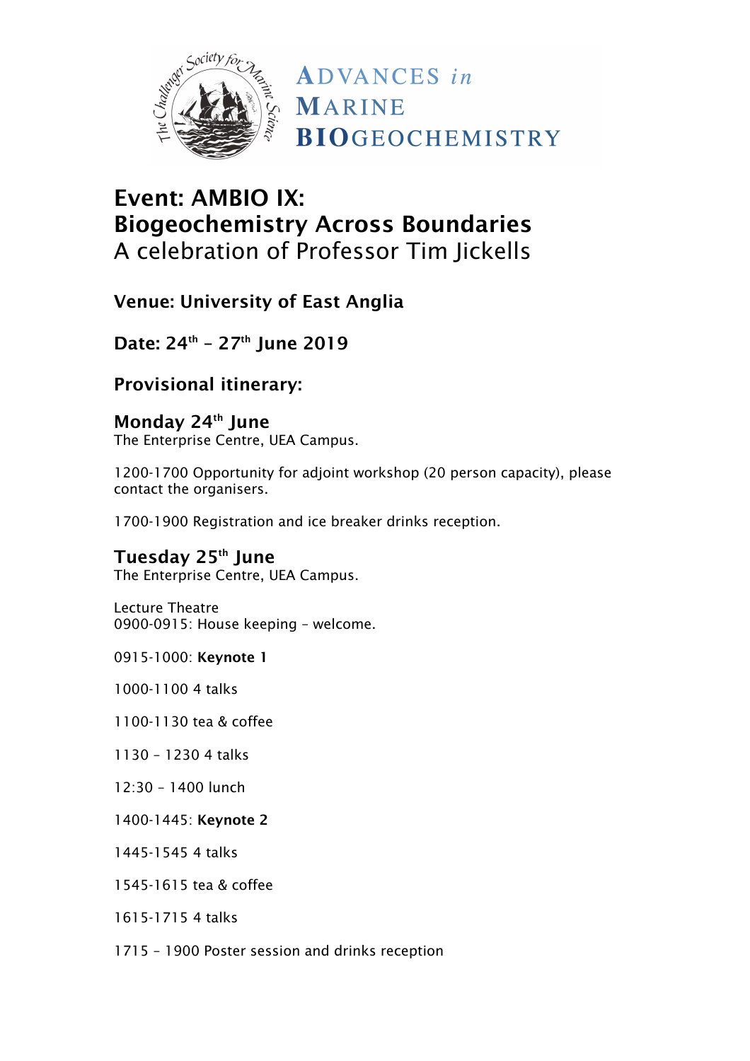ADVANCES *in* MARINE BIOGEOCHEMISTRY

# Event: AMBIO IX: Biogeochemistry Across Boundaries

A celebration of Professor Tim Jickells

## Venue: University of East Anglia

## Date: 24th – 27th June 2019

## Provisional itinerary:

### Monday 24th June

The Enterprise Centre, UEA Campus.

1200-1700 Opportunity for adjoint workshop (20 person capacity), please contact the organisers.

1700-1900 Registration and ice breaker drinks reception.

### Tuesday 25th June

The Enterprise Centre, UEA Campus.

Lecture Theatre
0900-0915: House keeping – welcome.

0915-1000: **Keynote 1**

1000-1100 4 talks

1100-1130 tea & coffee

1130 – 1230 4 talks

12:30 – 1400 lunch

1400-1445: **Keynote 2**

1445-1545 4 talks

1545-1615 tea & coffee

1615-1715 4 talks

1715 – 1900 Poster session and drinks reception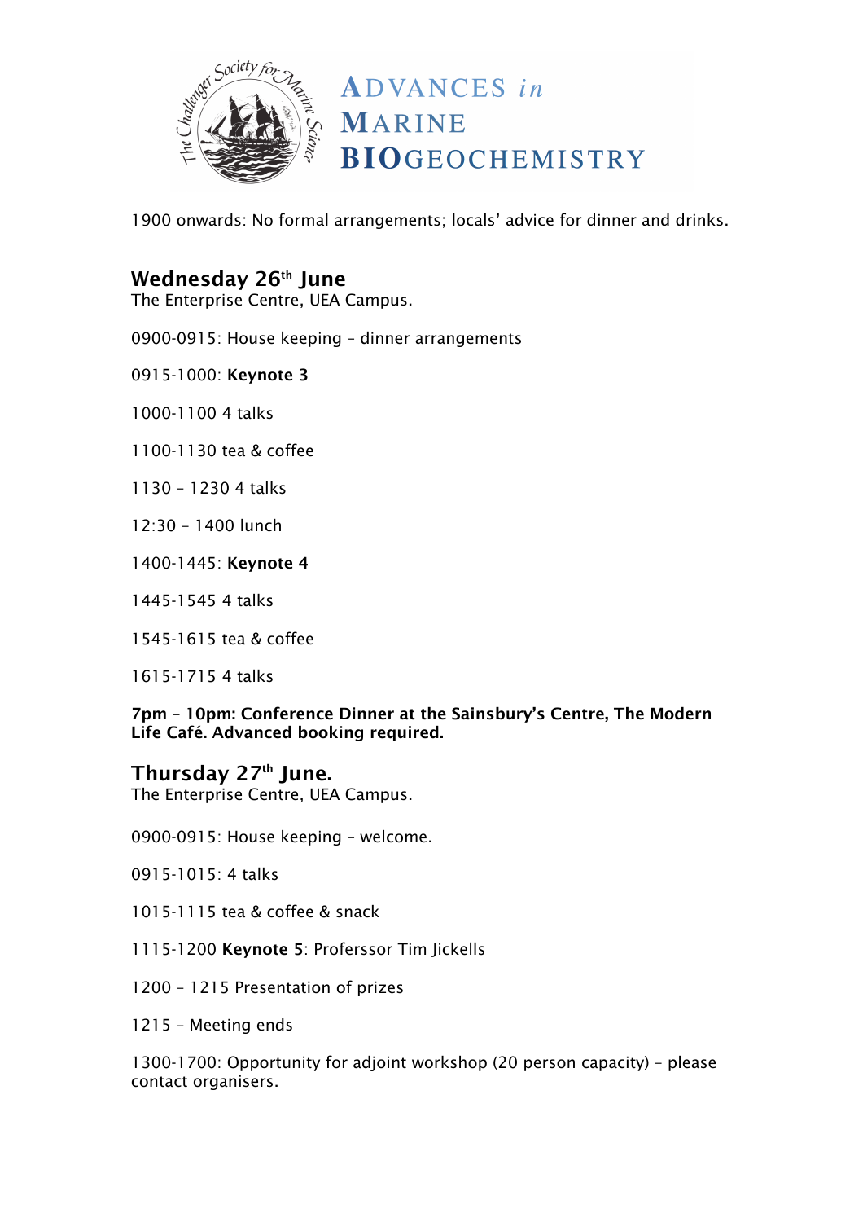1900 onwards: No formal arrangements; locals' advice for dinner and drinks.

## Wednesday 26th June

The Enterprise Centre, UEA Campus.

0900-0915: House keeping – dinner arrangements

0915-1000: **Keynote 3**

1000-1100 4 talks

1100-1130 tea & coffee

1130 – 1230 4 talks

12:30 – 1400 lunch

1400-1445: **Keynote 4**

1445-1545 4 talks

1545-1615 tea & coffee

1615-1715 4 talks

**7pm – 10pm: Conference Dinner at the Sainsbury's Centre, The Modern Life Café. Advanced booking required.**

## Thursday 27th June.

The Enterprise Centre, UEA Campus.

0900-0915: House keeping – welcome.

0915-1015: 4 talks

1015-1115 tea & coffee & snack

1115-1200 **Keynote 5**: Proferssor Tim Jickells

1200 – 1215 Presentation of prizes

1215 – Meeting ends

1300-1700: Opportunity for adjoint workshop (20 person capacity) – please contact organisers.